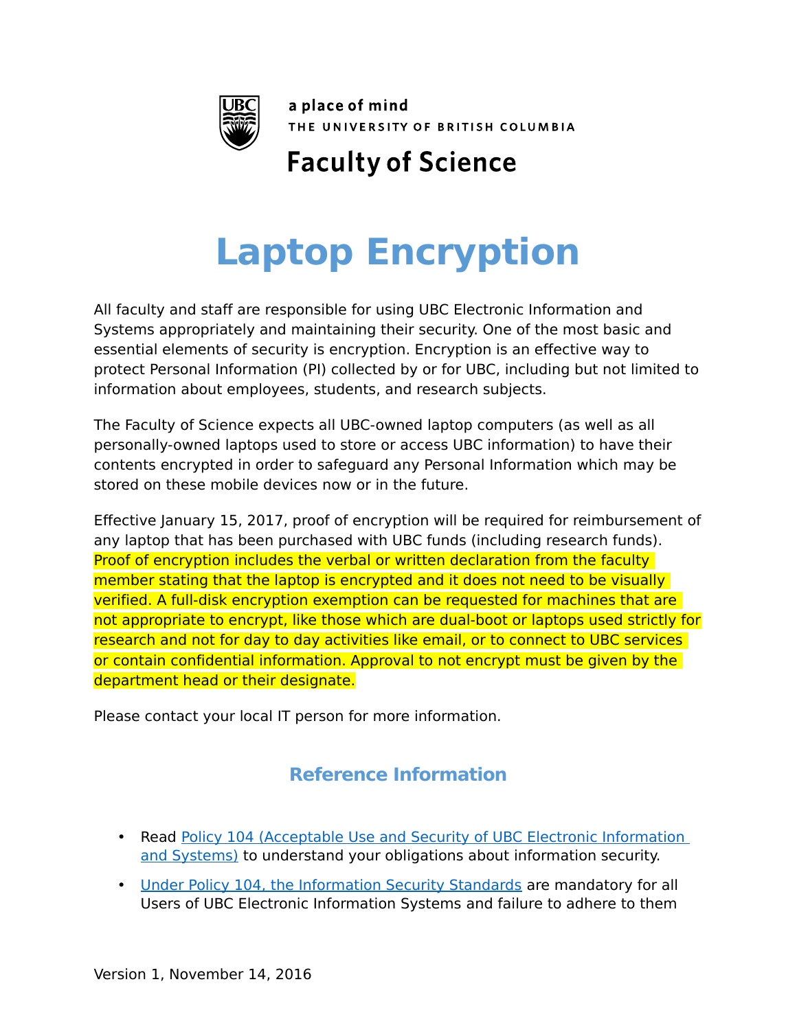a place of mind
THE UNIVERSITY OF BRITISH COLUMBIA

**Faculty of Science**

# Laptop Encryption

All faculty and staff are responsible for using UBC Electronic Information and Systems appropriately and maintaining their security. One of the most basic and essential elements of security is encryption. Encryption is an effective way to protect Personal Information (PI) collected by or for UBC, including but not limited to information about employees, students, and research subjects.

The Faculty of Science expects all UBC-owned laptop computers (as well as all personally-owned laptops used to store or access UBC information) to have their contents encrypted in order to safeguard any Personal Information which may be stored on these mobile devices now or in the future.

Effective January 15, 2017, proof of encryption will be required for reimbursement of any laptop that has been purchased with UBC funds (including research funds). Proof of encryption includes the verbal or written declaration from the faculty member stating that the laptop is encrypted and it does not need to be visually verified. A full-disk encryption exemption can be requested for machines that are not appropriate to encrypt, like those which are dual-boot or laptops used strictly for research and not for day to day activities like email, or to connect to UBC services or contain confidential information. Approval to not encrypt must be given by the department head or their designate.

Please contact your local IT person for more information.

## Reference Information

- Read [Policy 104 (Acceptable Use and Security of UBC Electronic Information and Systems)]() to understand your obligations about information security.
- [Under Policy 104, the Information Security Standards]() are mandatory for all Users of UBC Electronic Information Systems and failure to adhere to them

Version 1, November 14, 2016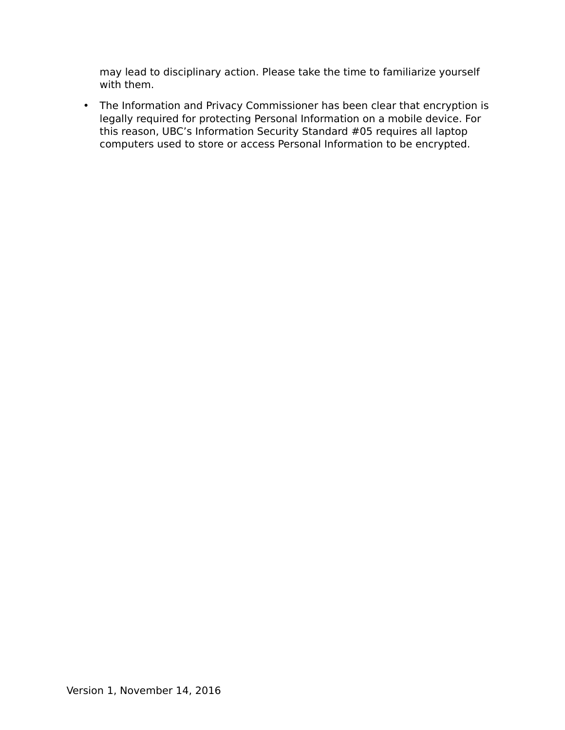may lead to disciplinary action. Please take the time to familiarize yourself with them.

- The Information and Privacy Commissioner has been clear that encryption is legally required for protecting Personal Information on a mobile device. For this reason, UBC's Information Security Standard #05 requires all laptop computers used to store or access Personal Information to be encrypted.

Version 1, November 14, 2016